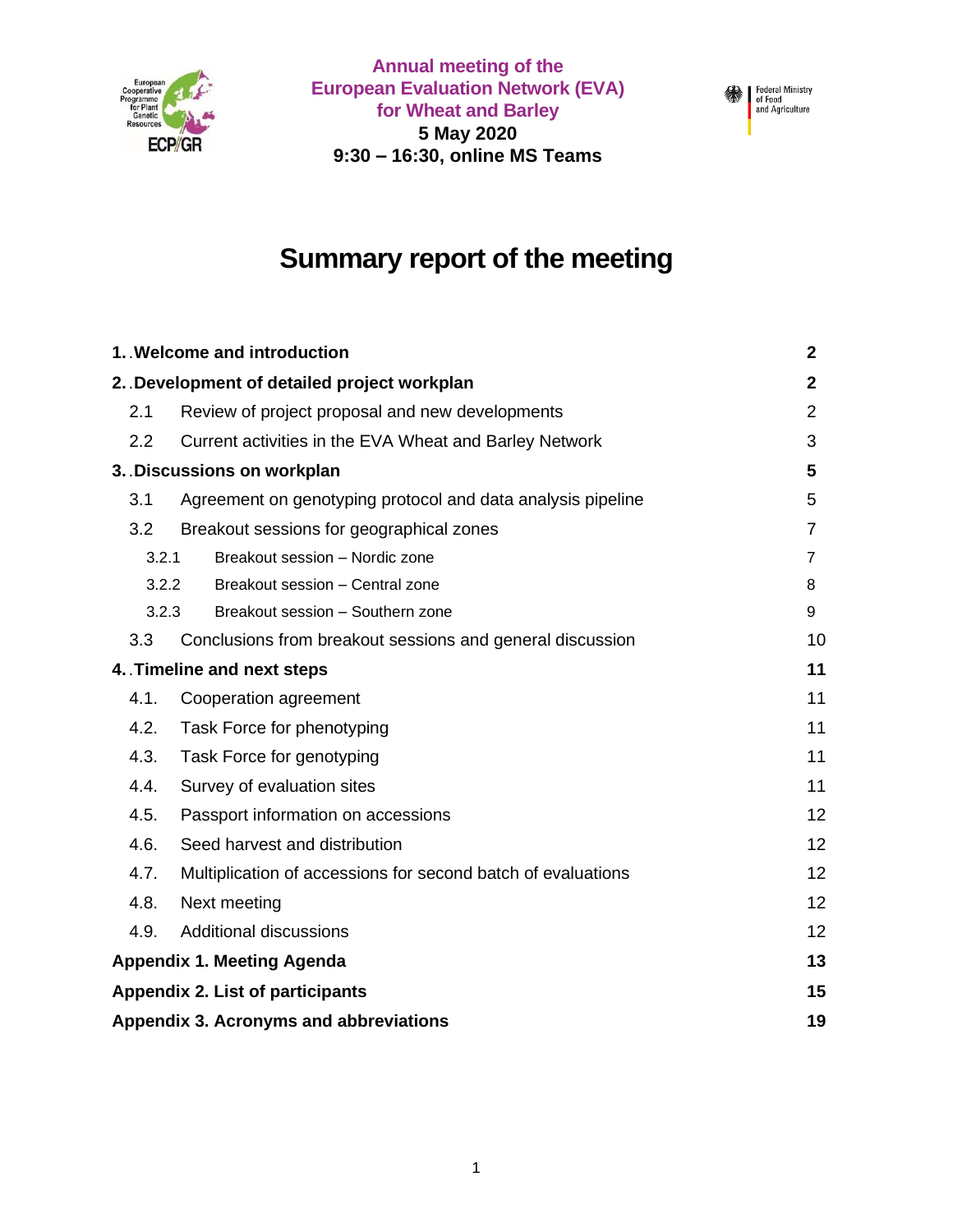**Annual meeting of the European Evaluation Network (EVA) for Wheat and Barley**
**5 May 2020**
**9:30 – 16:30, online MS Teams**

# Summary report of the meeting

| | |
|---|---|
| **1. Welcome and introduction** | **2** |
| **2. Development of detailed project workplan** | **2** |
| 2.1 Review of project proposal and new developments | 2 |
| 2.2 Current activities in the EVA Wheat and Barley Network | 3 |
| **3. Discussions on workplan** | **5** |
| 3.1 Agreement on genotyping protocol and data analysis pipeline | 5 |
| 3.2 Breakout sessions for geographical zones | 7 |
| 3.2.1 Breakout session – Nordic zone | 7 |
| 3.2.2 Breakout session – Central zone | 8 |
| 3.2.3 Breakout session – Southern zone | 9 |
| 3.3 Conclusions from breakout sessions and general discussion | 10 |
| **4. Timeline and next steps** | **11** |
| 4.1. Cooperation agreement | 11 |
| 4.2. Task Force for phenotyping | 11 |
| 4.3. Task Force for genotyping | 11 |
| 4.4. Survey of evaluation sites | 11 |
| 4.5. Passport information on accessions | 12 |
| 4.6. Seed harvest and distribution | 12 |
| 4.7. Multiplication of accessions for second batch of evaluations | 12 |
| 4.8. Next meeting | 12 |
| 4.9. Additional discussions | 12 |
| **Appendix 1. Meeting Agenda** | **13** |
| **Appendix 2. List of participants** | **15** |
| **Appendix 3. Acronyms and abbreviations** | **19** |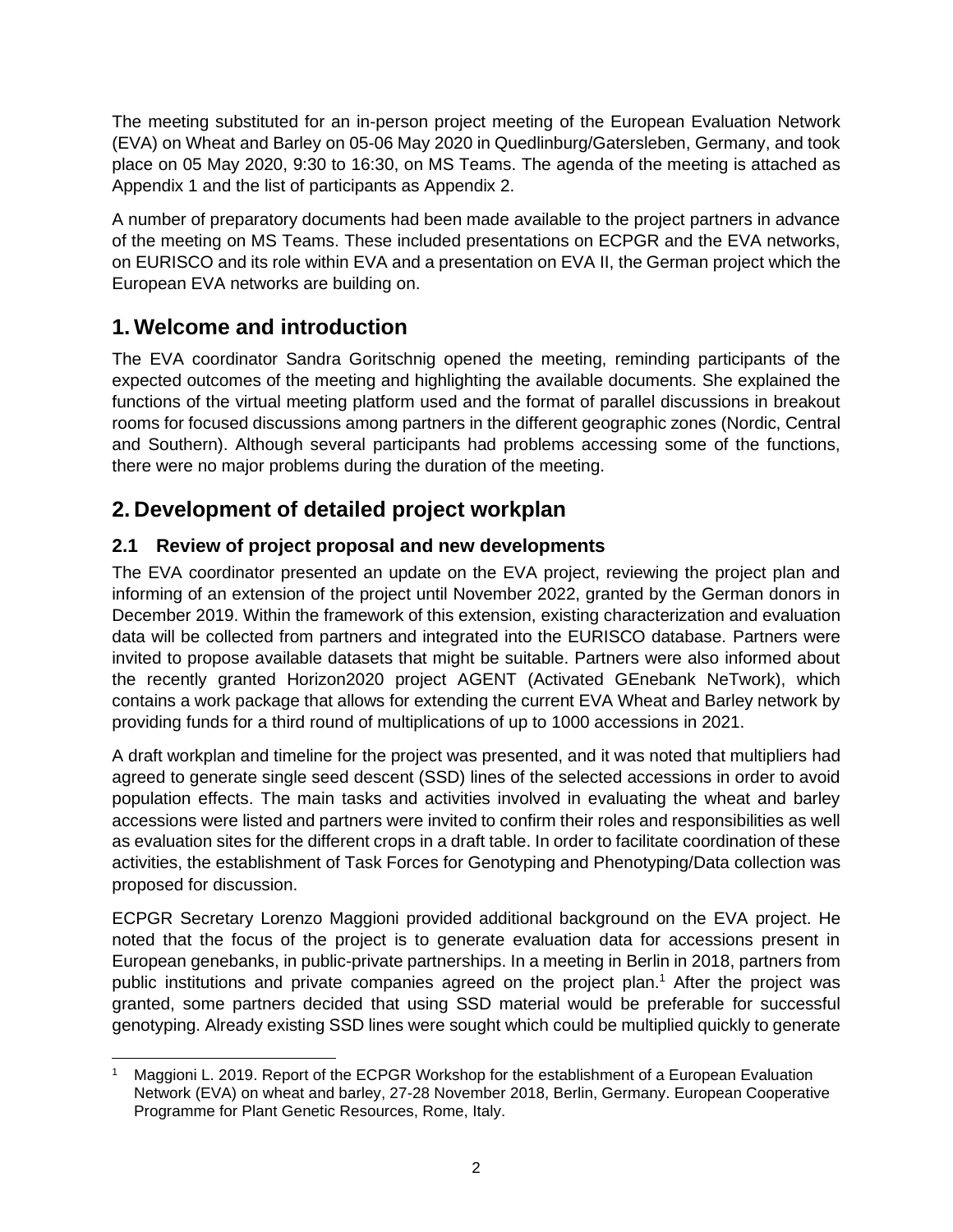The meeting substituted for an in-person project meeting of the European Evaluation Network (EVA) on Wheat and Barley on 05-06 May 2020 in Quedlinburg/Gatersleben, Germany, and took place on 05 May 2020, 9:30 to 16:30, on MS Teams. The agenda of the meeting is attached as Appendix 1 and the list of participants as Appendix 2.

A number of preparatory documents had been made available to the project partners in advance of the meeting on MS Teams. These included presentations on ECPGR and the EVA networks, on EURISCO and its role within EVA and a presentation on EVA II, the German project which the European EVA networks are building on.

# 1. Welcome and introduction

The EVA coordinator Sandra Goritschnig opened the meeting, reminding participants of the expected outcomes of the meeting and highlighting the available documents. She explained the functions of the virtual meeting platform used and the format of parallel discussions in breakout rooms for focused discussions among partners in the different geographic zones (Nordic, Central and Southern). Although several participants had problems accessing some of the functions, there were no major problems during the duration of the meeting.

# 2. Development of detailed project workplan

## 2.1 Review of project proposal and new developments

The EVA coordinator presented an update on the EVA project, reviewing the project plan and informing of an extension of the project until November 2022, granted by the German donors in December 2019. Within the framework of this extension, existing characterization and evaluation data will be collected from partners and integrated into the EURISCO database. Partners were invited to propose available datasets that might be suitable. Partners were also informed about the recently granted Horizon2020 project AGENT (Activated GEnebank NeTwork), which contains a work package that allows for extending the current EVA Wheat and Barley network by providing funds for a third round of multiplications of up to 1000 accessions in 2021.

A draft workplan and timeline for the project was presented, and it was noted that multipliers had agreed to generate single seed descent (SSD) lines of the selected accessions in order to avoid population effects. The main tasks and activities involved in evaluating the wheat and barley accessions were listed and partners were invited to confirm their roles and responsibilities as well as evaluation sites for the different crops in a draft table. In order to facilitate coordination of these activities, the establishment of Task Forces for Genotyping and Phenotyping/Data collection was proposed for discussion.

ECPGR Secretary Lorenzo Maggioni provided additional background on the EVA project. He noted that the focus of the project is to generate evaluation data for accessions present in European genebanks, in public-private partnerships. In a meeting in Berlin in 2018, partners from public institutions and private companies agreed on the project plan.[1] After the project was granted, some partners decided that using SSD material would be preferable for successful genotyping. Already existing SSD lines were sought which could be multiplied quickly to generate

[1] Maggioni L. 2019. Report of the ECPGR Workshop for the establishment of a European Evaluation Network (EVA) on wheat and barley, 27-28 November 2018, Berlin, Germany. European Cooperative Programme for Plant Genetic Resources, Rome, Italy.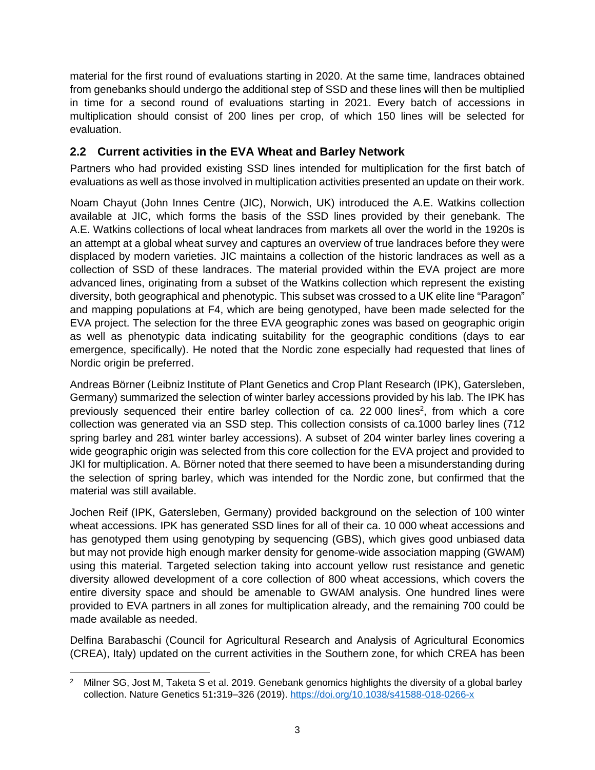material for the first round of evaluations starting in 2020. At the same time, landraces obtained from genebanks should undergo the additional step of SSD and these lines will then be multiplied in time for a second round of evaluations starting in 2021. Every batch of accessions in multiplication should consist of 200 lines per crop, of which 150 lines will be selected for evaluation.

## 2.2 Current activities in the EVA Wheat and Barley Network

Partners who had provided existing SSD lines intended for multiplication for the first batch of evaluations as well as those involved in multiplication activities presented an update on their work.

Noam Chayut (John Innes Centre (JIC), Norwich, UK) introduced the A.E. Watkins collection available at JIC, which forms the basis of the SSD lines provided by their genebank. The A.E. Watkins collections of local wheat landraces from markets all over the world in the 1920s is an attempt at a global wheat survey and captures an overview of true landraces before they were displaced by modern varieties. JIC maintains a collection of the historic landraces as well as a collection of SSD of these landraces. The material provided within the EVA project are more advanced lines, originating from a subset of the Watkins collection which represent the existing diversity, both geographical and phenotypic. This subset was crossed to a UK elite line "Paragon" and mapping populations at F4, which are being genotyped, have been made selected for the EVA project. The selection for the three EVA geographic zones was based on geographic origin as well as phenotypic data indicating suitability for the geographic conditions (days to ear emergence, specifically). He noted that the Nordic zone especially had requested that lines of Nordic origin be preferred.

Andreas Börner (Leibniz Institute of Plant Genetics and Crop Plant Research (IPK), Gatersleben, Germany) summarized the selection of winter barley accessions provided by his lab. The IPK has previously sequenced their entire barley collection of ca. 22 000 lines[2], from which a core collection was generated via an SSD step. This collection consists of ca.1000 barley lines (712 spring barley and 281 winter barley accessions). A subset of 204 winter barley lines covering a wide geographic origin was selected from this core collection for the EVA project and provided to JKI for multiplication. A. Börner noted that there seemed to have been a misunderstanding during the selection of spring barley, which was intended for the Nordic zone, but confirmed that the material was still available.

Jochen Reif (IPK, Gatersleben, Germany) provided background on the selection of 100 winter wheat accessions. IPK has generated SSD lines for all of their ca. 10 000 wheat accessions and has genotyped them using genotyping by sequencing (GBS), which gives good unbiased data but may not provide high enough marker density for genome-wide association mapping (GWAM) using this material. Targeted selection taking into account yellow rust resistance and genetic diversity allowed development of a core collection of 800 wheat accessions, which covers the entire diversity space and should be amenable to GWAM analysis. One hundred lines were provided to EVA partners in all zones for multiplication already, and the remaining 700 could be made available as needed.

Delfina Barabaschi (Council for Agricultural Research and Analysis of Agricultural Economics (CREA), Italy) updated on the current activities in the Southern zone, for which CREA has been

---

[2] Milner SG, Jost M, Taketa S et al. 2019. Genebank genomics highlights the diversity of a global barley collection. Nature Genetics 51:319–326 (2019). https://doi.org/10.1038/s41588-018-0266-x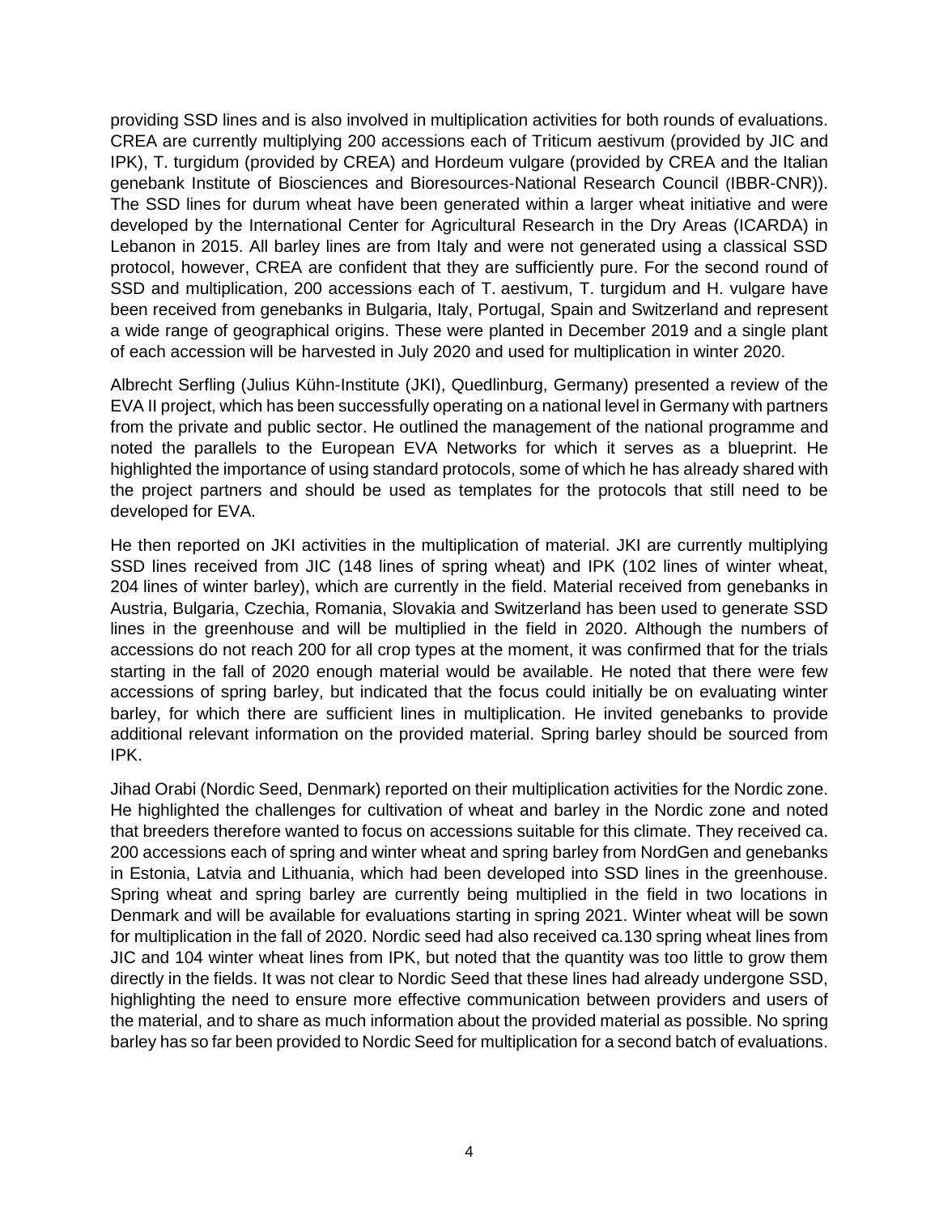providing SSD lines and is also involved in multiplication activities for both rounds of evaluations. CREA are currently multiplying 200 accessions each of Triticum aestivum (provided by JIC and IPK), T. turgidum (provided by CREA) and Hordeum vulgare (provided by CREA and the Italian genebank Institute of Biosciences and Bioresources-National Research Council (IBBR-CNR)). The SSD lines for durum wheat have been generated within a larger wheat initiative and were developed by the International Center for Agricultural Research in the Dry Areas (ICARDA) in Lebanon in 2015. All barley lines are from Italy and were not generated using a classical SSD protocol, however, CREA are confident that they are sufficiently pure. For the second round of SSD and multiplication, 200 accessions each of T. aestivum, T. turgidum and H. vulgare have been received from genebanks in Bulgaria, Italy, Portugal, Spain and Switzerland and represent a wide range of geographical origins. These were planted in December 2019 and a single plant of each accession will be harvested in July 2020 and used for multiplication in winter 2020.

Albrecht Serfling (Julius Kühn-Institute (JKI), Quedlinburg, Germany) presented a review of the EVA II project, which has been successfully operating on a national level in Germany with partners from the private and public sector. He outlined the management of the national programme and noted the parallels to the European EVA Networks for which it serves as a blueprint. He highlighted the importance of using standard protocols, some of which he has already shared with the project partners and should be used as templates for the protocols that still need to be developed for EVA.

He then reported on JKI activities in the multiplication of material. JKI are currently multiplying SSD lines received from JIC (148 lines of spring wheat) and IPK (102 lines of winter wheat, 204 lines of winter barley), which are currently in the field. Material received from genebanks in Austria, Bulgaria, Czechia, Romania, Slovakia and Switzerland has been used to generate SSD lines in the greenhouse and will be multiplied in the field in 2020. Although the numbers of accessions do not reach 200 for all crop types at the moment, it was confirmed that for the trials starting in the fall of 2020 enough material would be available. He noted that there were few accessions of spring barley, but indicated that the focus could initially be on evaluating winter barley, for which there are sufficient lines in multiplication. He invited genebanks to provide additional relevant information on the provided material. Spring barley should be sourced from IPK.

Jihad Orabi (Nordic Seed, Denmark) reported on their multiplication activities for the Nordic zone. He highlighted the challenges for cultivation of wheat and barley in the Nordic zone and noted that breeders therefore wanted to focus on accessions suitable for this climate. They received ca. 200 accessions each of spring and winter wheat and spring barley from NordGen and genebanks in Estonia, Latvia and Lithuania, which had been developed into SSD lines in the greenhouse. Spring wheat and spring barley are currently being multiplied in the field in two locations in Denmark and will be available for evaluations starting in spring 2021. Winter wheat will be sown for multiplication in the fall of 2020. Nordic seed had also received ca.130 spring wheat lines from JIC and 104 winter wheat lines from IPK, but noted that the quantity was too little to grow them directly in the fields. It was not clear to Nordic Seed that these lines had already undergone SSD, highlighting the need to ensure more effective communication between providers and users of the material, and to share as much information about the provided material as possible. No spring barley has so far been provided to Nordic Seed for multiplication for a second batch of evaluations.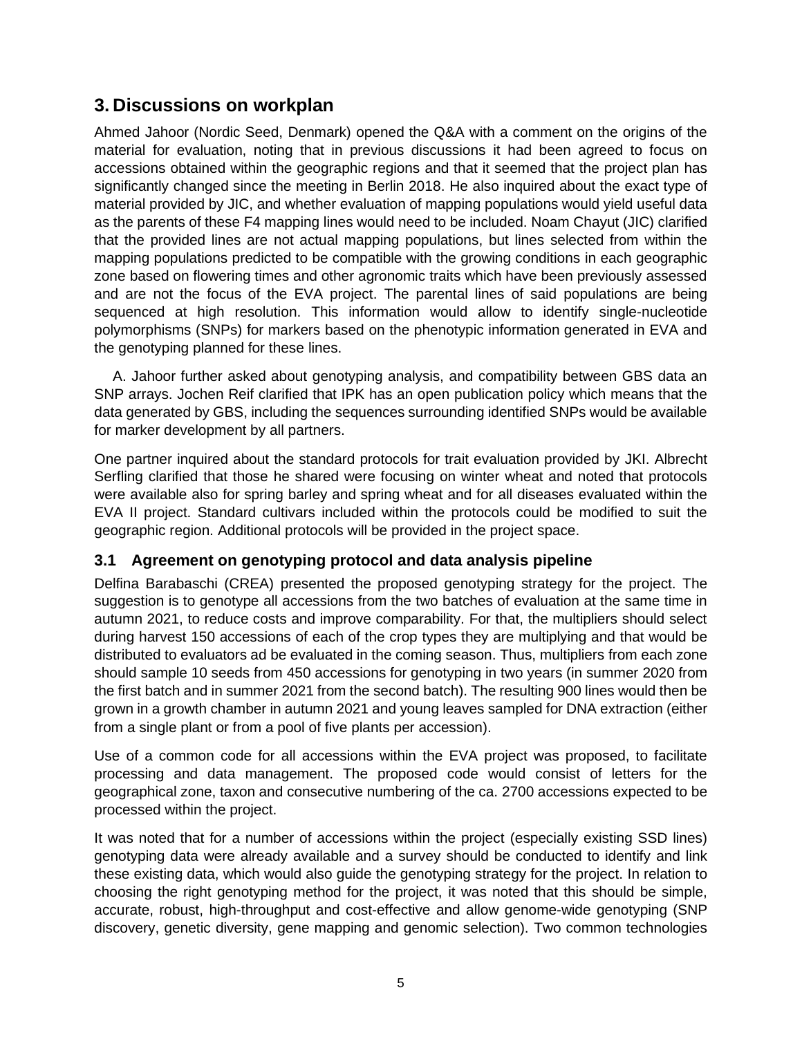# 3. Discussions on workplan

Ahmed Jahoor (Nordic Seed, Denmark) opened the Q&A with a comment on the origins of the material for evaluation, noting that in previous discussions it had been agreed to focus on accessions obtained within the geographic regions and that it seemed that the project plan has significantly changed since the meeting in Berlin 2018. He also inquired about the exact type of material provided by JIC, and whether evaluation of mapping populations would yield useful data as the parents of these F4 mapping lines would need to be included. Noam Chayut (JIC) clarified that the provided lines are not actual mapping populations, but lines selected from within the mapping populations predicted to be compatible with the growing conditions in each geographic zone based on flowering times and other agronomic traits which have been previously assessed and are not the focus of the EVA project. The parental lines of said populations are being sequenced at high resolution. This information would allow to identify single-nucleotide polymorphisms (SNPs) for markers based on the phenotypic information generated in EVA and the genotyping planned for these lines.

A. Jahoor further asked about genotyping analysis, and compatibility between GBS data an SNP arrays. Jochen Reif clarified that IPK has an open publication policy which means that the data generated by GBS, including the sequences surrounding identified SNPs would be available for marker development by all partners.

One partner inquired about the standard protocols for trait evaluation provided by JKI. Albrecht Serfling clarified that those he shared were focusing on winter wheat and noted that protocols were available also for spring barley and spring wheat and for all diseases evaluated within the EVA II project. Standard cultivars included within the protocols could be modified to suit the geographic region. Additional protocols will be provided in the project space.

## 3.1 Agreement on genotyping protocol and data analysis pipeline

Delfina Barabaschi (CREA) presented the proposed genotyping strategy for the project. The suggestion is to genotype all accessions from the two batches of evaluation at the same time in autumn 2021, to reduce costs and improve comparability. For that, the multipliers should select during harvest 150 accessions of each of the crop types they are multiplying and that would be distributed to evaluators ad be evaluated in the coming season. Thus, multipliers from each zone should sample 10 seeds from 450 accessions for genotyping in two years (in summer 2020 from the first batch and in summer 2021 from the second batch). The resulting 900 lines would then be grown in a growth chamber in autumn 2021 and young leaves sampled for DNA extraction (either from a single plant or from a pool of five plants per accession).

Use of a common code for all accessions within the EVA project was proposed, to facilitate processing and data management. The proposed code would consist of letters for the geographical zone, taxon and consecutive numbering of the ca. 2700 accessions expected to be processed within the project.

It was noted that for a number of accessions within the project (especially existing SSD lines) genotyping data were already available and a survey should be conducted to identify and link these existing data, which would also guide the genotyping strategy for the project. In relation to choosing the right genotyping method for the project, it was noted that this should be simple, accurate, robust, high-throughput and cost-effective and allow genome-wide genotyping (SNP discovery, genetic diversity, gene mapping and genomic selection). Two common technologies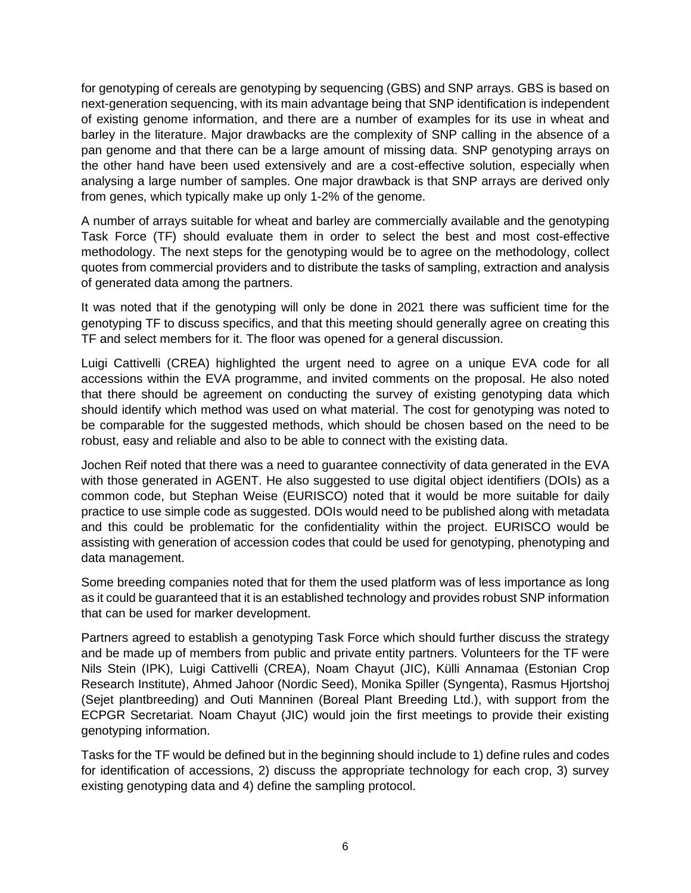for genotyping of cereals are genotyping by sequencing (GBS) and SNP arrays. GBS is based on next-generation sequencing, with its main advantage being that SNP identification is independent of existing genome information, and there are a number of examples for its use in wheat and barley in the literature. Major drawbacks are the complexity of SNP calling in the absence of a pan genome and that there can be a large amount of missing data. SNP genotyping arrays on the other hand have been used extensively and are a cost-effective solution, especially when analysing a large number of samples. One major drawback is that SNP arrays are derived only from genes, which typically make up only 1-2% of the genome.

A number of arrays suitable for wheat and barley are commercially available and the genotyping Task Force (TF) should evaluate them in order to select the best and most cost-effective methodology. The next steps for the genotyping would be to agree on the methodology, collect quotes from commercial providers and to distribute the tasks of sampling, extraction and analysis of generated data among the partners.

It was noted that if the genotyping will only be done in 2021 there was sufficient time for the genotyping TF to discuss specifics, and that this meeting should generally agree on creating this TF and select members for it. The floor was opened for a general discussion.

Luigi Cattivelli (CREA) highlighted the urgent need to agree on a unique EVA code for all accessions within the EVA programme, and invited comments on the proposal. He also noted that there should be agreement on conducting the survey of existing genotyping data which should identify which method was used on what material. The cost for genotyping was noted to be comparable for the suggested methods, which should be chosen based on the need to be robust, easy and reliable and also to be able to connect with the existing data.

Jochen Reif noted that there was a need to guarantee connectivity of data generated in the EVA with those generated in AGENT. He also suggested to use digital object identifiers (DOIs) as a common code, but Stephan Weise (EURISCO) noted that it would be more suitable for daily practice to use simple code as suggested. DOIs would need to be published along with metadata and this could be problematic for the confidentiality within the project. EURISCO would be assisting with generation of accession codes that could be used for genotyping, phenotyping and data management.

Some breeding companies noted that for them the used platform was of less importance as long as it could be guaranteed that it is an established technology and provides robust SNP information that can be used for marker development.

Partners agreed to establish a genotyping Task Force which should further discuss the strategy and be made up of members from public and private entity partners. Volunteers for the TF were Nils Stein (IPK), Luigi Cattivelli (CREA), Noam Chayut (JIC), Külli Annamaa (Estonian Crop Research Institute), Ahmed Jahoor (Nordic Seed), Monika Spiller (Syngenta), Rasmus Hjortshoj (Sejet plantbreeding) and Outi Manninen (Boreal Plant Breeding Ltd.), with support from the ECPGR Secretariat. Noam Chayut (JIC) would join the first meetings to provide their existing genotyping information.

Tasks for the TF would be defined but in the beginning should include to 1) define rules and codes for identification of accessions, 2) discuss the appropriate technology for each crop, 3) survey existing genotyping data and 4) define the sampling protocol.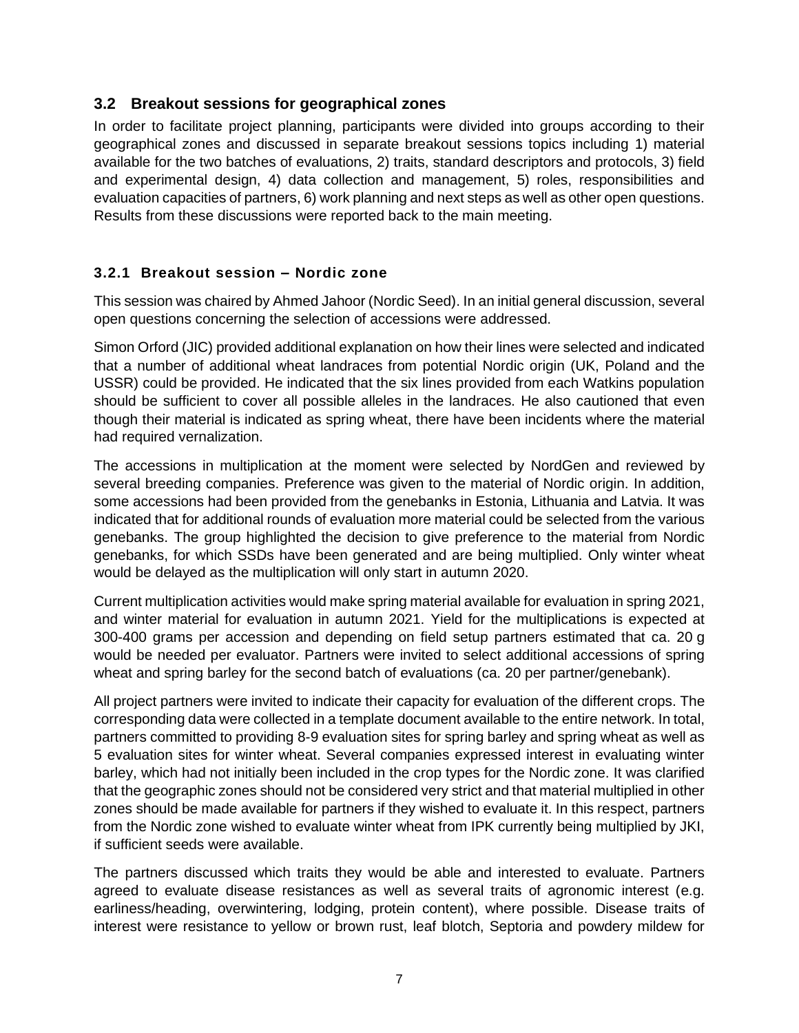## 3.2 Breakout sessions for geographical zones

In order to facilitate project planning, participants were divided into groups according to their geographical zones and discussed in separate breakout sessions topics including 1) material available for the two batches of evaluations, 2) traits, standard descriptors and protocols, 3) field and experimental design, 4) data collection and management, 5) roles, responsibilities and evaluation capacities of partners, 6) work planning and next steps as well as other open questions. Results from these discussions were reported back to the main meeting.

### 3.2.1 Breakout session – Nordic zone

This session was chaired by Ahmed Jahoor (Nordic Seed). In an initial general discussion, several open questions concerning the selection of accessions were addressed.

Simon Orford (JIC) provided additional explanation on how their lines were selected and indicated that a number of additional wheat landraces from potential Nordic origin (UK, Poland and the USSR) could be provided. He indicated that the six lines provided from each Watkins population should be sufficient to cover all possible alleles in the landraces. He also cautioned that even though their material is indicated as spring wheat, there have been incidents where the material had required vernalization.

The accessions in multiplication at the moment were selected by NordGen and reviewed by several breeding companies. Preference was given to the material of Nordic origin. In addition, some accessions had been provided from the genebanks in Estonia, Lithuania and Latvia. It was indicated that for additional rounds of evaluation more material could be selected from the various genebanks. The group highlighted the decision to give preference to the material from Nordic genebanks, for which SSDs have been generated and are being multiplied. Only winter wheat would be delayed as the multiplication will only start in autumn 2020.

Current multiplication activities would make spring material available for evaluation in spring 2021, and winter material for evaluation in autumn 2021. Yield for the multiplications is expected at 300-400 grams per accession and depending on field setup partners estimated that ca. 20 g would be needed per evaluator. Partners were invited to select additional accessions of spring wheat and spring barley for the second batch of evaluations (ca. 20 per partner/genebank).

All project partners were invited to indicate their capacity for evaluation of the different crops. The corresponding data were collected in a template document available to the entire network. In total, partners committed to providing 8-9 evaluation sites for spring barley and spring wheat as well as 5 evaluation sites for winter wheat. Several companies expressed interest in evaluating winter barley, which had not initially been included in the crop types for the Nordic zone. It was clarified that the geographic zones should not be considered very strict and that material multiplied in other zones should be made available for partners if they wished to evaluate it. In this respect, partners from the Nordic zone wished to evaluate winter wheat from IPK currently being multiplied by JKI, if sufficient seeds were available.

The partners discussed which traits they would be able and interested to evaluate. Partners agreed to evaluate disease resistances as well as several traits of agronomic interest (e.g. earliness/heading, overwintering, lodging, protein content), where possible. Disease traits of interest were resistance to yellow or brown rust, leaf blotch, Septoria and powdery mildew for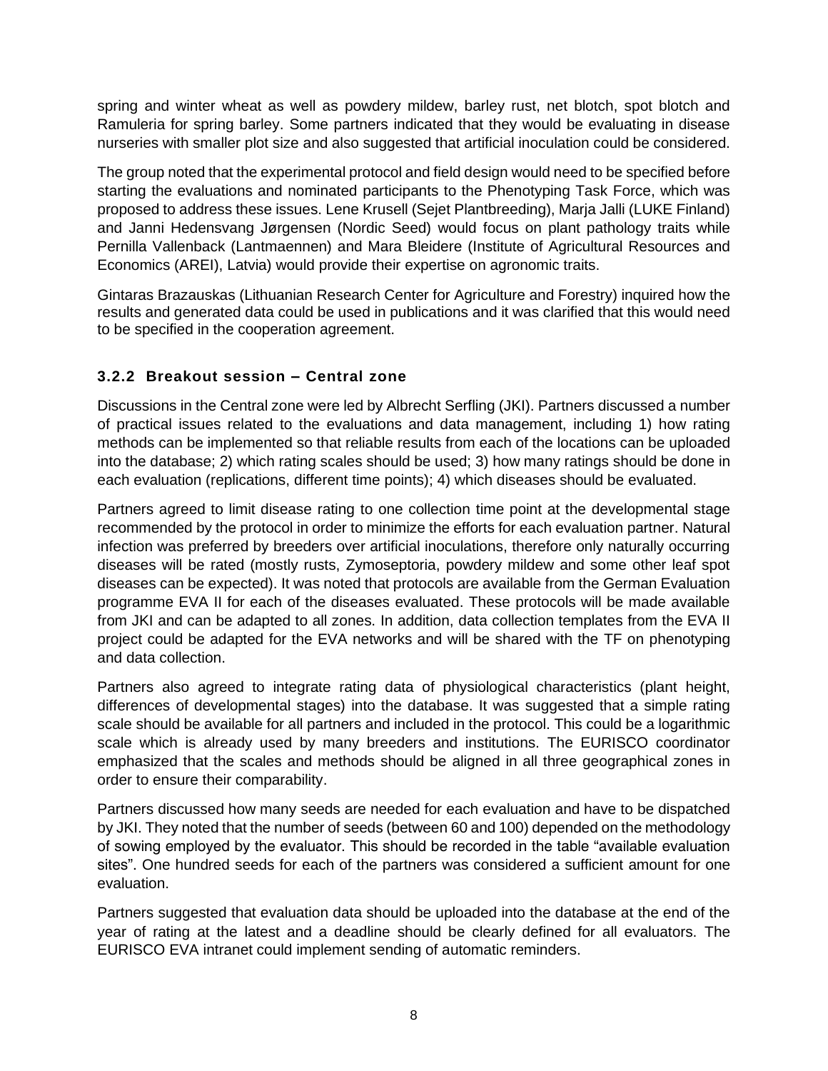spring and winter wheat as well as powdery mildew, barley rust, net blotch, spot blotch and Ramuleria for spring barley. Some partners indicated that they would be evaluating in disease nurseries with smaller plot size and also suggested that artificial inoculation could be considered.

The group noted that the experimental protocol and field design would need to be specified before starting the evaluations and nominated participants to the Phenotyping Task Force, which was proposed to address these issues. Lene Krusell (Sejet Plantbreeding), Marja Jalli (LUKE Finland) and Janni Hedensvang Jørgensen (Nordic Seed) would focus on plant pathology traits while Pernilla Vallenback (Lantmaennen) and Mara Bleidere (Institute of Agricultural Resources and Economics (AREI), Latvia) would provide their expertise on agronomic traits.

Gintaras Brazauskas (Lithuanian Research Center for Agriculture and Forestry) inquired how the results and generated data could be used in publications and it was clarified that this would need to be specified in the cooperation agreement.

### 3.2.2 Breakout session – Central zone

Discussions in the Central zone were led by Albrecht Serfling (JKI). Partners discussed a number of practical issues related to the evaluations and data management, including 1) how rating methods can be implemented so that reliable results from each of the locations can be uploaded into the database; 2) which rating scales should be used; 3) how many ratings should be done in each evaluation (replications, different time points); 4) which diseases should be evaluated.

Partners agreed to limit disease rating to one collection time point at the developmental stage recommended by the protocol in order to minimize the efforts for each evaluation partner. Natural infection was preferred by breeders over artificial inoculations, therefore only naturally occurring diseases will be rated (mostly rusts, Zymoseptoria, powdery mildew and some other leaf spot diseases can be expected). It was noted that protocols are available from the German Evaluation programme EVA II for each of the diseases evaluated. These protocols will be made available from JKI and can be adapted to all zones. In addition, data collection templates from the EVA II project could be adapted for the EVA networks and will be shared with the TF on phenotyping and data collection.

Partners also agreed to integrate rating data of physiological characteristics (plant height, differences of developmental stages) into the database. It was suggested that a simple rating scale should be available for all partners and included in the protocol. This could be a logarithmic scale which is already used by many breeders and institutions. The EURISCO coordinator emphasized that the scales and methods should be aligned in all three geographical zones in order to ensure their comparability.

Partners discussed how many seeds are needed for each evaluation and have to be dispatched by JKI. They noted that the number of seeds (between 60 and 100) depended on the methodology of sowing employed by the evaluator. This should be recorded in the table "available evaluation sites". One hundred seeds for each of the partners was considered a sufficient amount for one evaluation.

Partners suggested that evaluation data should be uploaded into the database at the end of the year of rating at the latest and a deadline should be clearly defined for all evaluators. The EURISCO EVA intranet could implement sending of automatic reminders.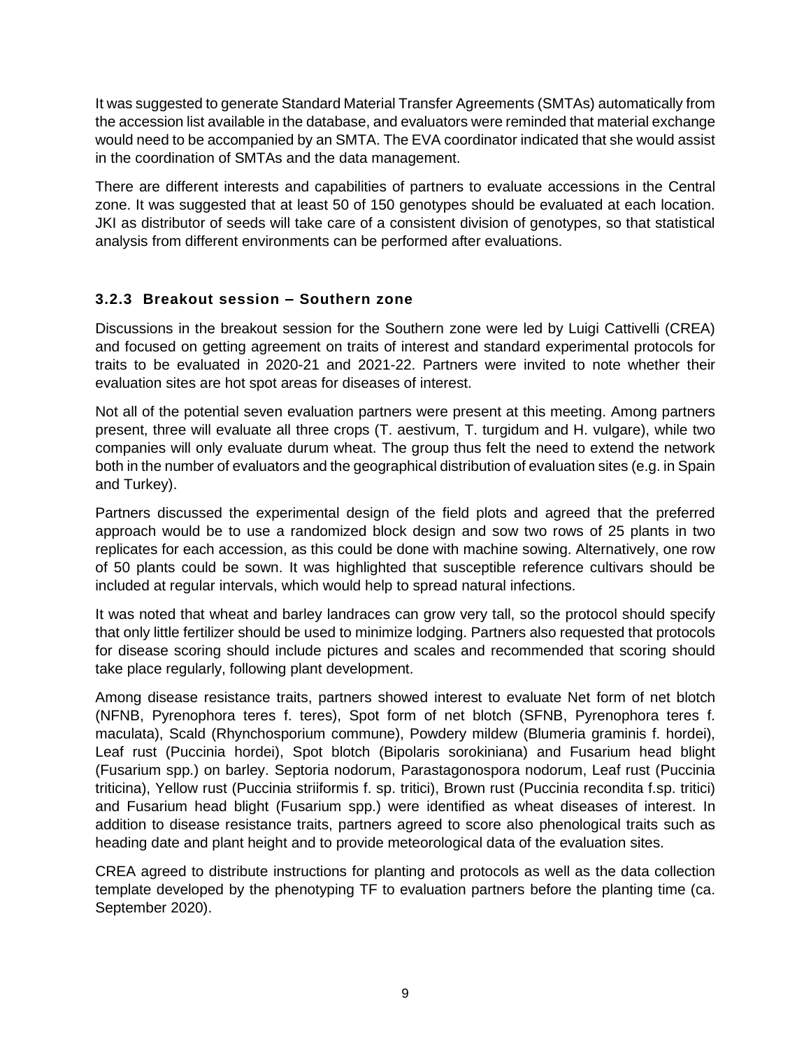It was suggested to generate Standard Material Transfer Agreements (SMTAs) automatically from the accession list available in the database, and evaluators were reminded that material exchange would need to be accompanied by an SMTA. The EVA coordinator indicated that she would assist in the coordination of SMTAs and the data management.

There are different interests and capabilities of partners to evaluate accessions in the Central zone. It was suggested that at least 50 of 150 genotypes should be evaluated at each location. JKI as distributor of seeds will take care of a consistent division of genotypes, so that statistical analysis from different environments can be performed after evaluations.

### 3.2.3 Breakout session – Southern zone

Discussions in the breakout session for the Southern zone were led by Luigi Cattivelli (CREA) and focused on getting agreement on traits of interest and standard experimental protocols for traits to be evaluated in 2020-21 and 2021-22. Partners were invited to note whether their evaluation sites are hot spot areas for diseases of interest.

Not all of the potential seven evaluation partners were present at this meeting. Among partners present, three will evaluate all three crops (T. aestivum, T. turgidum and H. vulgare), while two companies will only evaluate durum wheat. The group thus felt the need to extend the network both in the number of evaluators and the geographical distribution of evaluation sites (e.g. in Spain and Turkey).

Partners discussed the experimental design of the field plots and agreed that the preferred approach would be to use a randomized block design and sow two rows of 25 plants in two replicates for each accession, as this could be done with machine sowing. Alternatively, one row of 50 plants could be sown. It was highlighted that susceptible reference cultivars should be included at regular intervals, which would help to spread natural infections.

It was noted that wheat and barley landraces can grow very tall, so the protocol should specify that only little fertilizer should be used to minimize lodging. Partners also requested that protocols for disease scoring should include pictures and scales and recommended that scoring should take place regularly, following plant development.

Among disease resistance traits, partners showed interest to evaluate Net form of net blotch (NFNB, Pyrenophora teres f. teres), Spot form of net blotch (SFNB, Pyrenophora teres f. maculata), Scald (Rhynchosporium commune), Powdery mildew (Blumeria graminis f. hordei), Leaf rust (Puccinia hordei), Spot blotch (Bipolaris sorokiniana) and Fusarium head blight (Fusarium spp.) on barley. Septoria nodorum, Parastagonospora nodorum, Leaf rust (Puccinia triticina), Yellow rust (Puccinia striiformis f. sp. tritici), Brown rust (Puccinia recondita f.sp. tritici) and Fusarium head blight (Fusarium spp.) were identified as wheat diseases of interest. In addition to disease resistance traits, partners agreed to score also phenological traits such as heading date and plant height and to provide meteorological data of the evaluation sites.

CREA agreed to distribute instructions for planting and protocols as well as the data collection template developed by the phenotyping TF to evaluation partners before the planting time (ca. September 2020).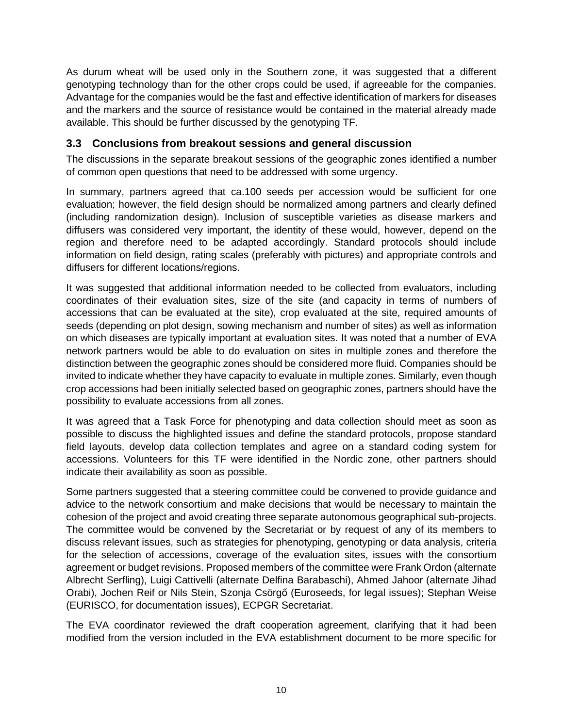As durum wheat will be used only in the Southern zone, it was suggested that a different genotyping technology than for the other crops could be used, if agreeable for the companies. Advantage for the companies would be the fast and effective identification of markers for diseases and the markers and the source of resistance would be contained in the material already made available. This should be further discussed by the genotyping TF.

## 3.3 Conclusions from breakout sessions and general discussion

The discussions in the separate breakout sessions of the geographic zones identified a number of common open questions that need to be addressed with some urgency.

In summary, partners agreed that ca.100 seeds per accession would be sufficient for one evaluation; however, the field design should be normalized among partners and clearly defined (including randomization design). Inclusion of susceptible varieties as disease markers and diffusers was considered very important, the identity of these would, however, depend on the region and therefore need to be adapted accordingly. Standard protocols should include information on field design, rating scales (preferably with pictures) and appropriate controls and diffusers for different locations/regions.

It was suggested that additional information needed to be collected from evaluators, including coordinates of their evaluation sites, size of the site (and capacity in terms of numbers of accessions that can be evaluated at the site), crop evaluated at the site, required amounts of seeds (depending on plot design, sowing mechanism and number of sites) as well as information on which diseases are typically important at evaluation sites. It was noted that a number of EVA network partners would be able to do evaluation on sites in multiple zones and therefore the distinction between the geographic zones should be considered more fluid. Companies should be invited to indicate whether they have capacity to evaluate in multiple zones. Similarly, even though crop accessions had been initially selected based on geographic zones, partners should have the possibility to evaluate accessions from all zones.

It was agreed that a Task Force for phenotyping and data collection should meet as soon as possible to discuss the highlighted issues and define the standard protocols, propose standard field layouts, develop data collection templates and agree on a standard coding system for accessions. Volunteers for this TF were identified in the Nordic zone, other partners should indicate their availability as soon as possible.

Some partners suggested that a steering committee could be convened to provide guidance and advice to the network consortium and make decisions that would be necessary to maintain the cohesion of the project and avoid creating three separate autonomous geographical sub-projects. The committee would be convened by the Secretariat or by request of any of its members to discuss relevant issues, such as strategies for phenotyping, genotyping or data analysis, criteria for the selection of accessions, coverage of the evaluation sites, issues with the consortium agreement or budget revisions. Proposed members of the committee were Frank Ordon (alternate Albrecht Serfling), Luigi Cattivelli (alternate Delfina Barabaschi), Ahmed Jahoor (alternate Jihad Orabi), Jochen Reif or Nils Stein, Szonja Csörgő (Euroseeds, for legal issues); Stephan Weise (EURISCO, for documentation issues), ECPGR Secretariat.

The EVA coordinator reviewed the draft cooperation agreement, clarifying that it had been modified from the version included in the EVA establishment document to be more specific for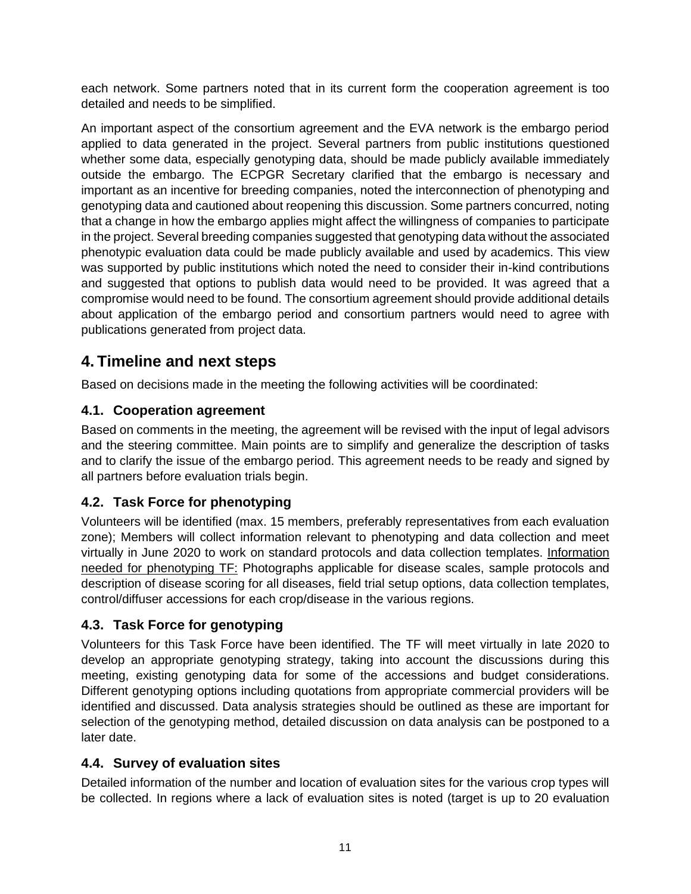each network. Some partners noted that in its current form the cooperation agreement is too detailed and needs to be simplified.

An important aspect of the consortium agreement and the EVA network is the embargo period applied to data generated in the project. Several partners from public institutions questioned whether some data, especially genotyping data, should be made publicly available immediately outside the embargo. The ECPGR Secretary clarified that the embargo is necessary and important as an incentive for breeding companies, noted the interconnection of phenotyping and genotyping data and cautioned about reopening this discussion. Some partners concurred, noting that a change in how the embargo applies might affect the willingness of companies to participate in the project. Several breeding companies suggested that genotyping data without the associated phenotypic evaluation data could be made publicly available and used by academics. This view was supported by public institutions which noted the need to consider their in-kind contributions and suggested that options to publish data would need to be provided. It was agreed that a compromise would need to be found. The consortium agreement should provide additional details about application of the embargo period and consortium partners would need to agree with publications generated from project data.

# 4. Timeline and next steps

Based on decisions made in the meeting the following activities will be coordinated:

## 4.1. Cooperation agreement

Based on comments in the meeting, the agreement will be revised with the input of legal advisors and the steering committee. Main points are to simplify and generalize the description of tasks and to clarify the issue of the embargo period. This agreement needs to be ready and signed by all partners before evaluation trials begin.

## 4.2. Task Force for phenotyping

Volunteers will be identified (max. 15 members, preferably representatives from each evaluation zone); Members will collect information relevant to phenotyping and data collection and meet virtually in June 2020 to work on standard protocols and data collection templates. Information needed for phenotyping TF: Photographs applicable for disease scales, sample protocols and description of disease scoring for all diseases, field trial setup options, data collection templates, control/diffuser accessions for each crop/disease in the various regions.

## 4.3. Task Force for genotyping

Volunteers for this Task Force have been identified. The TF will meet virtually in late 2020 to develop an appropriate genotyping strategy, taking into account the discussions during this meeting, existing genotyping data for some of the accessions and budget considerations. Different genotyping options including quotations from appropriate commercial providers will be identified and discussed. Data analysis strategies should be outlined as these are important for selection of the genotyping method, detailed discussion on data analysis can be postponed to a later date.

## 4.4. Survey of evaluation sites

Detailed information of the number and location of evaluation sites for the various crop types will be collected. In regions where a lack of evaluation sites is noted (target is up to 20 evaluation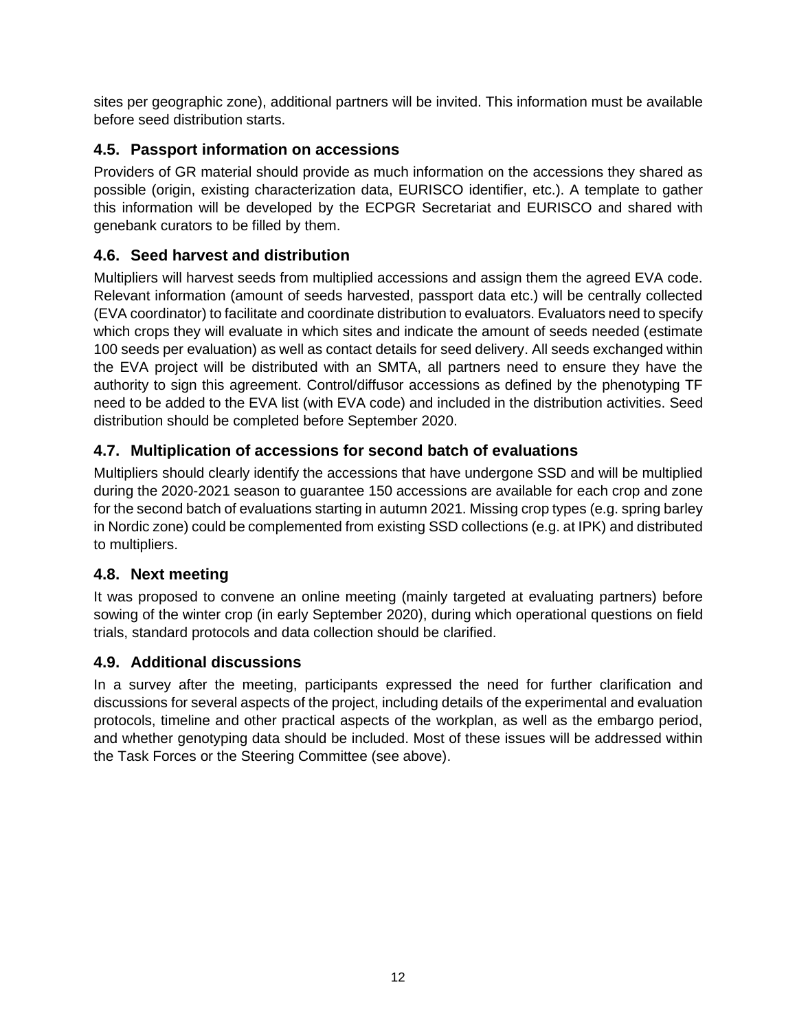sites per geographic zone), additional partners will be invited. This information must be available before seed distribution starts.

### 4.5. Passport information on accessions

Providers of GR material should provide as much information on the accessions they shared as possible (origin, existing characterization data, EURISCO identifier, etc.). A template to gather this information will be developed by the ECPGR Secretariat and EURISCO and shared with genebank curators to be filled by them.

### 4.6. Seed harvest and distribution

Multipliers will harvest seeds from multiplied accessions and assign them the agreed EVA code. Relevant information (amount of seeds harvested, passport data etc.) will be centrally collected (EVA coordinator) to facilitate and coordinate distribution to evaluators. Evaluators need to specify which crops they will evaluate in which sites and indicate the amount of seeds needed (estimate 100 seeds per evaluation) as well as contact details for seed delivery. All seeds exchanged within the EVA project will be distributed with an SMTA, all partners need to ensure they have the authority to sign this agreement. Control/diffusor accessions as defined by the phenotyping TF need to be added to the EVA list (with EVA code) and included in the distribution activities. Seed distribution should be completed before September 2020.

### 4.7. Multiplication of accessions for second batch of evaluations

Multipliers should clearly identify the accessions that have undergone SSD and will be multiplied during the 2020-2021 season to guarantee 150 accessions are available for each crop and zone for the second batch of evaluations starting in autumn 2021. Missing crop types (e.g. spring barley in Nordic zone) could be complemented from existing SSD collections (e.g. at IPK) and distributed to multipliers.

### 4.8. Next meeting

It was proposed to convene an online meeting (mainly targeted at evaluating partners) before sowing of the winter crop (in early September 2020), during which operational questions on field trials, standard protocols and data collection should be clarified.

### 4.9. Additional discussions

In a survey after the meeting, participants expressed the need for further clarification and discussions for several aspects of the project, including details of the experimental and evaluation protocols, timeline and other practical aspects of the workplan, as well as the embargo period, and whether genotyping data should be included. Most of these issues will be addressed within the Task Forces or the Steering Committee (see above).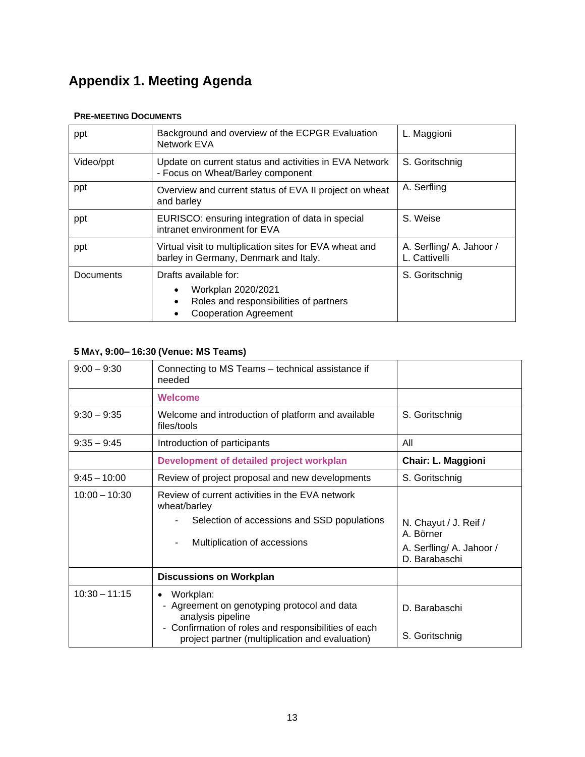# Appendix 1. Meeting Agenda

**PRE-MEETING DOCUMENTS**

| | | |
|---|---|---|
| ppt | Background and overview of the ECPGR Evaluation Network EVA | L. Maggioni |
| Video/ppt | Update on current status and activities in EVA Network - Focus on Wheat/Barley component | S. Goritschnig |
| ppt | Overview and current status of EVA II project on wheat and barley | A. Serfling |
| ppt | EURISCO: ensuring integration of data in special intranet environment for EVA | S. Weise |
| ppt | Virtual visit to multiplication sites for EVA wheat and barley in Germany, Denmark and Italy. | A. Serfling/ A. Jahoor / L. Cattivelli |
| Documents | Drafts available for:<br>• Workplan 2020/2021<br>• Roles and responsibilities of partners<br>• Cooperation Agreement | S. Goritschnig |

**5 MAY, 9:00– 16:30 (Venue: MS Teams)**

| | | |
|---|---|---|
| 9:00 – 9:30 | Connecting to MS Teams – technical assistance if needed | |
| | **Welcome** | |
| 9:30 – 9:35 | Welcome and introduction of platform and available files/tools | S. Goritschnig |
| 9:35 – 9:45 | Introduction of participants | All |
| | **Development of detailed project workplan** | **Chair: L. Maggioni** |
| 9:45 – 10:00 | Review of project proposal and new developments | S. Goritschnig |
| 10:00 – 10:30 | Review of current activities in the EVA network wheat/barley<br>- Selection of accessions and SSD populations<br>- Multiplication of accessions | <br>N. Chayut / J. Reif / A. Börner<br>A. Serfling/ A. Jahoor / D. Barabaschi |
| | **Discussions on Workplan** | |
| 10:30 – 11:15 | • Workplan:<br>- Agreement on genotyping protocol and data analysis pipeline<br>- Confirmation of roles and responsibilities of each project partner (multiplication and evaluation) | <br>D. Barabaschi<br>S. Goritschnig |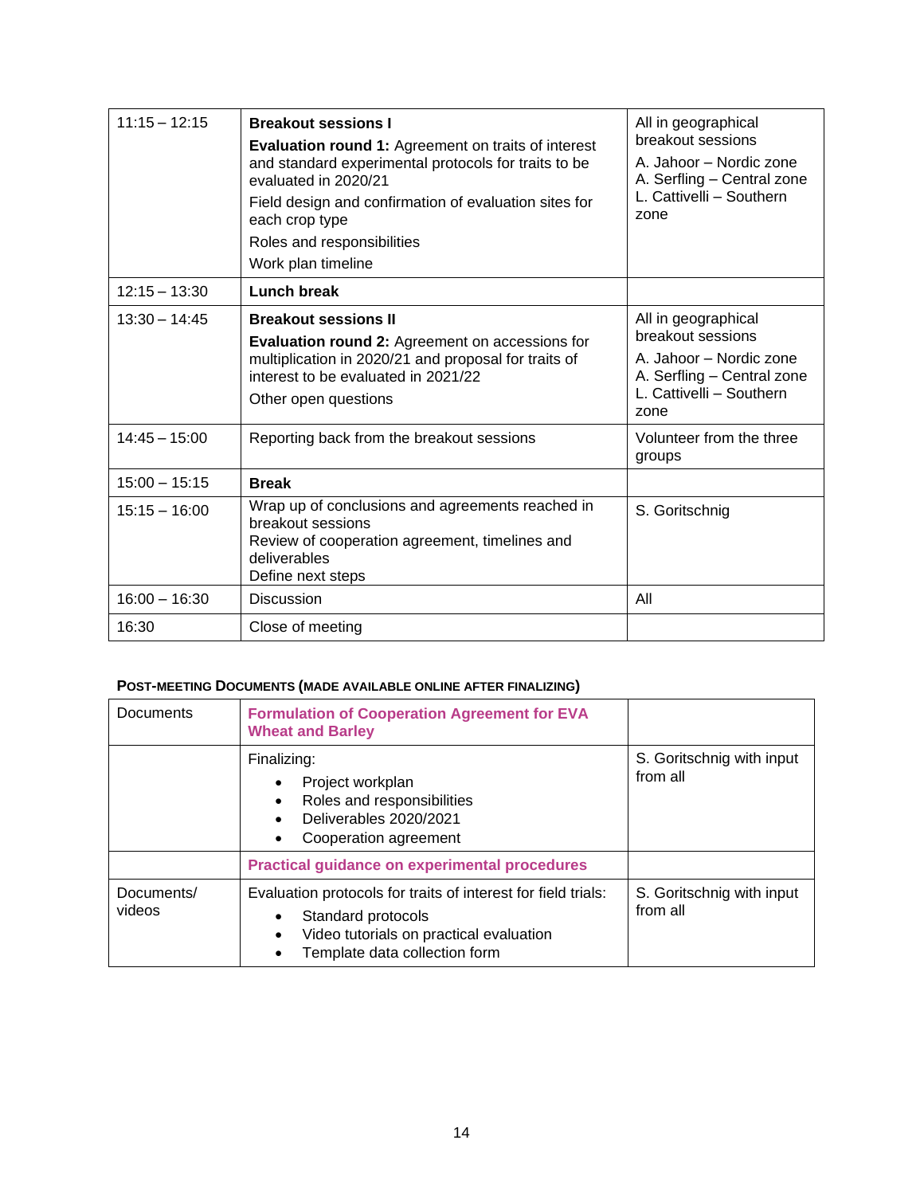| 11:15 – 12:15 | **Breakout sessions I**<br>**Evaluation round 1:** Agreement on traits of interest and standard experimental protocols for traits to be evaluated in 2020/21<br>Field design and confirmation of evaluation sites for each crop type<br>Roles and responsibilities<br>Work plan timeline | All in geographical breakout sessions<br>A. Jahoor – Nordic zone<br>A. Serfling – Central zone<br>L. Cattivelli – Southern zone |
|---|---|---|
| 12:15 – 13:30 | **Lunch break** | |
| 13:30 – 14:45 | **Breakout sessions II**<br>**Evaluation round 2:** Agreement on accessions for multiplication in 2020/21 and proposal for traits of interest to be evaluated in 2021/22<br>Other open questions | All in geographical breakout sessions<br>A. Jahoor – Nordic zone<br>A. Serfling – Central zone<br>L. Cattivelli – Southern zone |
| 14:45 – 15:00 | Reporting back from the breakout sessions | Volunteer from the three groups |
| 15:00 – 15:15 | **Break** | |
| 15:15 – 16:00 | Wrap up of conclusions and agreements reached in breakout sessions<br>Review of cooperation agreement, timelines and deliverables<br>Define next steps | S. Goritschnig |
| 16:00 – 16:30 | Discussion | All |
| 16:30 | Close of meeting | |

**POST-MEETING DOCUMENTS (MADE AVAILABLE ONLINE AFTER FINALIZING)**

| Documents | **Formulation of Cooperation Agreement for EVA Wheat and Barley** | |
|---|---|---|
| | Finalizing:<br>• Project workplan<br>• Roles and responsibilities<br>• Deliverables 2020/2021<br>• Cooperation agreement | S. Goritschnig with input from all |
| | **Practical guidance on experimental procedures** | |
| Documents/ videos | Evaluation protocols for traits of interest for field trials:<br>• Standard protocols<br>• Video tutorials on practical evaluation<br>• Template data collection form | S. Goritschnig with input from all |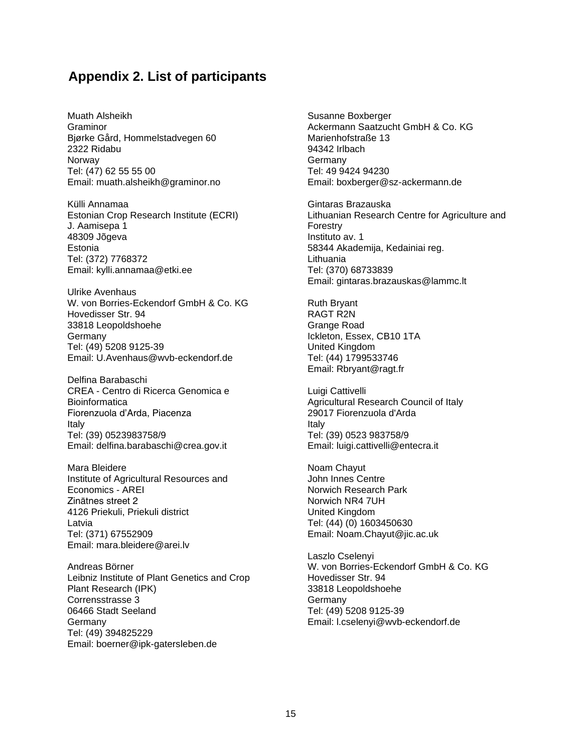## Appendix 2. List of participants

Muath Alsheikh
Graminor
Bjørke Gård, Hommelstadvegen 60
2322 Ridabu
Norway
Tel: (47) 62 55 55 00
Email: muath.alsheikh@graminor.no

Külli Annamaa
Estonian Crop Research Institute (ECRI)
J. Aamisepa 1
48309 Jõgeva
Estonia
Tel: (372) 7768372
Email: kylli.annamaa@etki.ee

Ulrike Avenhaus
W. von Borries-Eckendorf GmbH & Co. KG
Hovedisser Str. 94
33818 Leopoldshoehe
Germany
Tel: (49) 5208 9125-39
Email: U.Avenhaus@wvb-eckendorf.de

Delfina Barabaschi
CREA - Centro di Ricerca Genomica e Bioinformatica
Fiorenzuola d'Arda, Piacenza
Italy
Tel: (39) 0523983758/9
Email: delfina.barabaschi@crea.gov.it

Mara Bleidere
Institute of Agricultural Resources and Economics - AREI
Zinātnes street 2
4126 Priekuli, Priekuli district
Latvia
Tel: (371) 67552909
Email: mara.bleidere@arei.lv

Andreas Börner
Leibniz Institute of Plant Genetics and Crop Plant Research (IPK)
Corrensstrasse 3
06466 Stadt Seeland
Germany
Tel: (49) 394825229
Email: boerner@ipk-gatersleben.de

Susanne Boxberger
Ackermann Saatzucht GmbH & Co. KG
Marienhofstraße 13
94342 Irlbach
Germany
Tel: 49 9424 94230
Email: boxberger@sz-ackermann.de

Gintaras Brazauska
Lithuanian Research Centre for Agriculture and Forestry
Instituto av. 1
58344 Akademija, Kedainiai reg.
Lithuania
Tel: (370) 68733839
Email: gintaras.brazauskas@lammc.lt

Ruth Bryant
RAGT R2N
Grange Road
Ickleton, Essex, CB10 1TA
United Kingdom
Tel: (44) 1799533746
Email: Rbryant@ragt.fr

Luigi Cattivelli
Agricultural Research Council of Italy
29017 Fiorenzuola d'Arda
Italy
Tel: (39) 0523 983758/9
Email: luigi.cattivelli@entecra.it

Noam Chayut
John Innes Centre
Norwich Research Park
Norwich NR4 7UH
United Kingdom
Tel: (44) (0) 1603450630
Email: Noam.Chayut@jic.ac.uk

Laszlo Cselenyi
W. von Borries-Eckendorf GmbH & Co. KG
Hovedisser Str. 94
33818 Leopoldshoehe
Germany
Tel: (49) 5208 9125-39
Email: l.cselenyi@wvb-eckendorf.de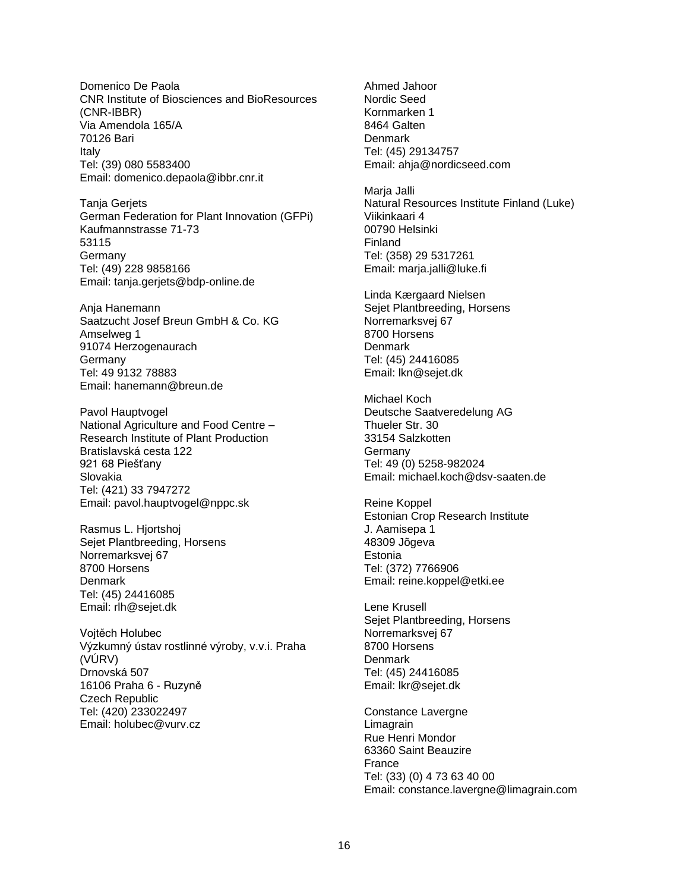Domenico De Paola
CNR Institute of Biosciences and BioResources (CNR-IBBR)
Via Amendola 165/A
70126 Bari
Italy
Tel: (39) 080 5583400
Email: domenico.depaola@ibbr.cnr.it

Tanja Gerjets
German Federation for Plant Innovation (GFPi)
Kaufmannstrasse 71-73
53115
Germany
Tel: (49) 228 9858166
Email: tanja.gerjets@bdp-online.de

Anja Hanemann
Saatzucht Josef Breun GmbH & Co. KG
Amselweg 1
91074 Herzogenaurach
Germany
Tel: 49 9132 78883
Email: hanemann@breun.de

Pavol Hauptvogel
National Agriculture and Food Centre – Research Institute of Plant Production
Bratislavská cesta 122
921 68 Piešťany
Slovakia
Tel: (421) 33 7947272
Email: pavol.hauptvogel@nppc.sk

Rasmus L. Hjortshoj
Sejet Plantbreeding, Horsens
Norremarksvej 67
8700 Horsens
Denmark
Tel: (45) 24416085
Email: rlh@sejet.dk

Vojtěch Holubec
Výzkumný ústav rostlinné výroby, v.v.i. Praha (VÚRV)
Drnovská 507
16106 Praha 6 - Ruzyně
Czech Republic
Tel: (420) 233022497
Email: holubec@vurv.cz

Ahmed Jahoor
Nordic Seed
Kornmarken 1
8464 Galten
Denmark
Tel: (45) 29134757
Email: ahja@nordicseed.com

Marja Jalli
Natural Resources Institute Finland (Luke)
Viikinkaari 4
00790 Helsinki
Finland
Tel: (358) 29 5317261
Email: marja.jalli@luke.fi

Linda Kærgaard Nielsen
Sejet Plantbreeding, Horsens
Norremarksvej 67
8700 Horsens
Denmark
Tel: (45) 24416085
Email: lkn@sejet.dk

Michael Koch
Deutsche Saatveredelung AG
Thueler Str. 30
33154 Salzkotten
Germany
Tel: 49 (0) 5258-982024
Email: michael.koch@dsv-saaten.de

Reine Koppel
Estonian Crop Research Institute
J. Aamisepa 1
48309 Jõgeva
Estonia
Tel: (372) 7766906
Email: reine.koppel@etki.ee

Lene Krusell
Sejet Plantbreeding, Horsens
Norremarksvej 67
8700 Horsens
Denmark
Tel: (45) 24416085
Email: lkr@sejet.dk

Constance Lavergne
Limagrain
Rue Henri Mondor
63360 Saint Beauzire
France
Tel: (33) (0) 4 73 63 40 00
Email: constance.lavergne@limagrain.com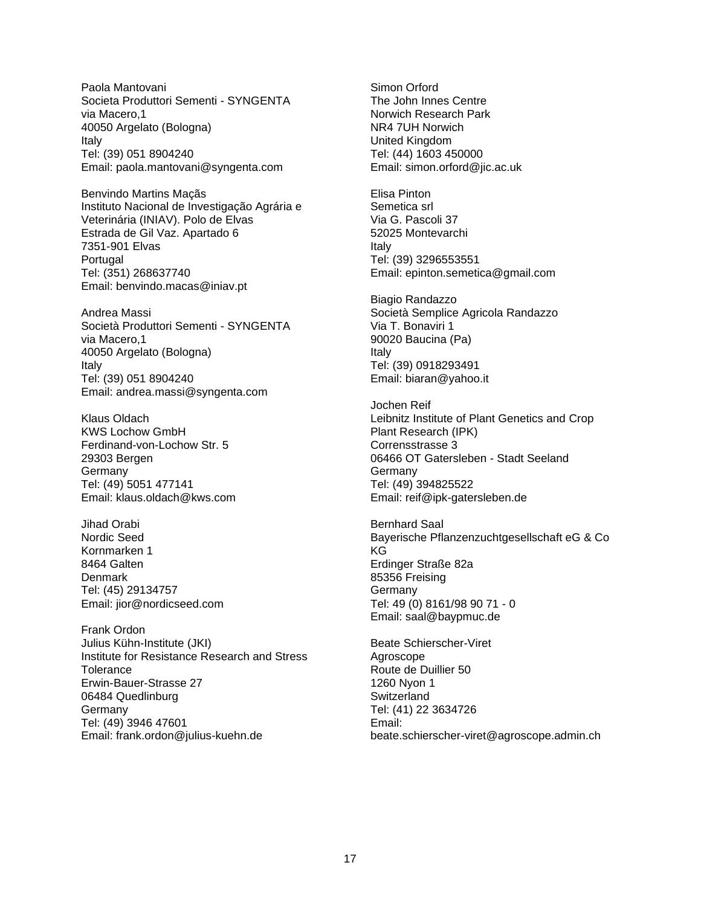Paola Mantovani
Societa Produttori Sementi - SYNGENTA
via Macero,1
40050 Argelato (Bologna)
Italy
Tel: (39) 051 8904240
Email: paola.mantovani@syngenta.com

Benvindo Martins Maçãs
Instituto Nacional de Investigação Agrária e Veterinária (INIAV). Polo de Elvas
Estrada de Gil Vaz. Apartado 6
7351-901 Elvas
Portugal
Tel: (351) 268637740
Email: benvindo.macas@iniav.pt

Andrea Massi
Società Produttori Sementi - SYNGENTA
via Macero,1
40050 Argelato (Bologna)
Italy
Tel: (39) 051 8904240
Email: andrea.massi@syngenta.com

Klaus Oldach
KWS Lochow GmbH
Ferdinand-von-Lochow Str. 5
29303 Bergen
Germany
Tel: (49) 5051 477141
Email: klaus.oldach@kws.com

Jihad Orabi
Nordic Seed
Kornmarken 1
8464 Galten
Denmark
Tel: (45) 29134757
Email: jior@nordicseed.com

Frank Ordon
Julius Kühn-Institute (JKI)
Institute for Resistance Research and Stress Tolerance
Erwin-Bauer-Strasse 27
06484 Quedlinburg
Germany
Tel: (49) 3946 47601
Email: frank.ordon@julius-kuehn.de

Simon Orford
The John Innes Centre
Norwich Research Park
NR4 7UH Norwich
United Kingdom
Tel: (44) 1603 450000
Email: simon.orford@jic.ac.uk

Elisa Pinton
Semetica srl
Via G. Pascoli 37
52025 Montevarchi
Italy
Tel: (39) 3296553551
Email: epinton.semetica@gmail.com

Biagio Randazzo
Società Semplice Agricola Randazzo
Via T. Bonaviri 1
90020 Baucina (Pa)
Italy
Tel: (39) 0918293491
Email: biaran@yahoo.it

Jochen Reif
Leibnitz Institute of Plant Genetics and Crop Plant Research (IPK)
Corrensstrasse 3
06466 OT Gatersleben - Stadt Seeland
Germany
Tel: (49) 394825522
Email: reif@ipk-gatersleben.de

Bernhard Saal
Bayerische Pflanzenzuchtgesellschaft eG & Co KG
Erdinger Straße 82a
85356 Freising
Germany
Tel: 49 (0) 8161/98 90 71 - 0
Email: saal@baypmuc.de

Beate Schierscher-Viret
Agroscope
Route de Duillier 50
1260 Nyon 1
Switzerland
Tel: (41) 22 3634726
Email: beate.schierscher-viret@agroscope.admin.ch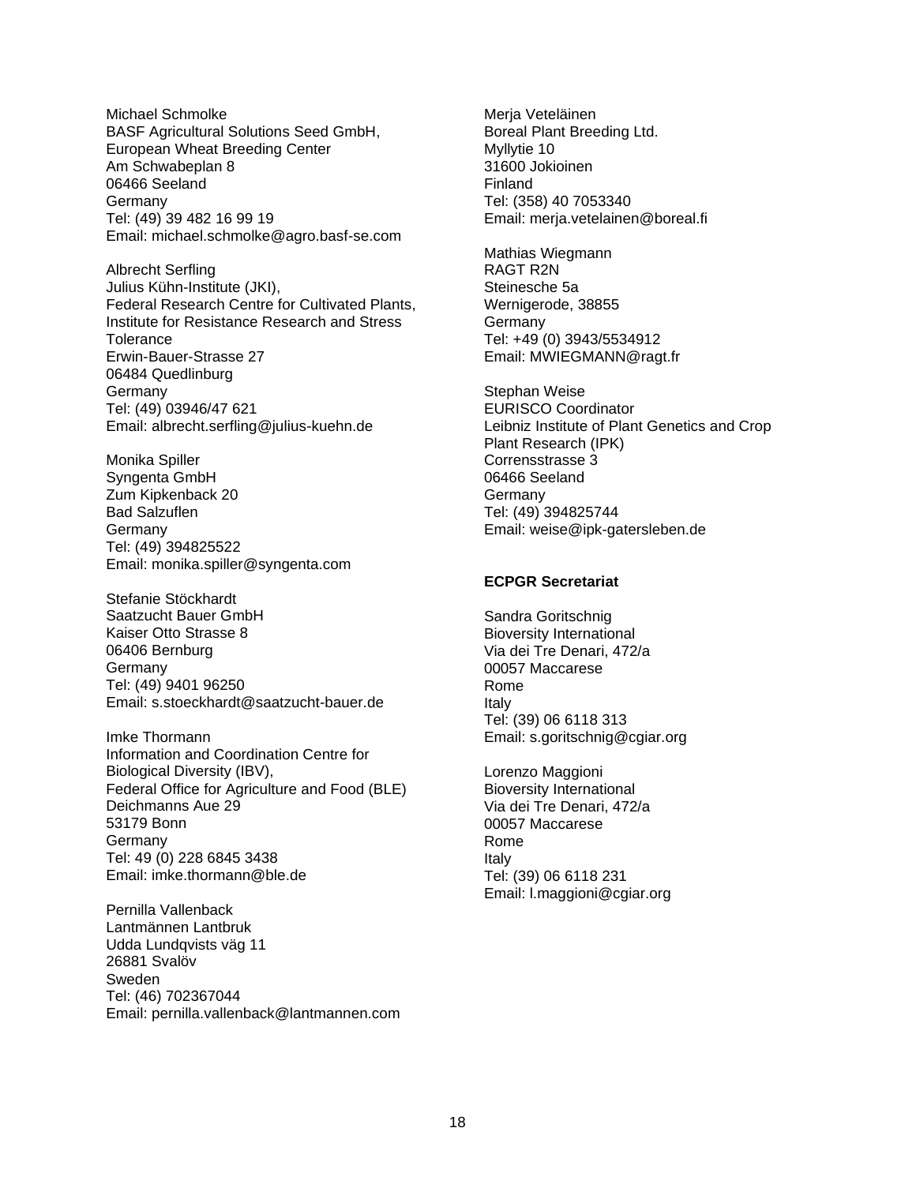Michael Schmolke
BASF Agricultural Solutions Seed GmbH,
European Wheat Breeding Center
Am Schwabeplan 8
06466 Seeland
Germany
Tel: (49) 39 482 16 99 19
Email: michael.schmolke@agro.basf-se.com

Albrecht Serfling
Julius Kühn-Institute (JKI),
Federal Research Centre for Cultivated Plants,
Institute for Resistance Research and Stress Tolerance
Erwin-Bauer-Strasse 27
06484 Quedlinburg
Germany
Tel: (49) 03946/47 621
Email: albrecht.serfling@julius-kuehn.de

Monika Spiller
Syngenta GmbH
Zum Kipkenback 20
Bad Salzuflen
Germany
Tel: (49) 394825522
Email: monika.spiller@syngenta.com

Stefanie Stöckhardt
Saatzucht Bauer GmbH
Kaiser Otto Strasse 8
06406 Bernburg
Germany
Tel: (49) 9401 96250
Email: s.stoeckhardt@saatzucht-bauer.de

Imke Thormann
Information and Coordination Centre for Biological Diversity (IBV),
Federal Office for Agriculture and Food (BLE)
Deichmanns Aue 29
53179 Bonn
Germany
Tel: 49 (0) 228 6845 3438
Email: imke.thormann@ble.de

Pernilla Vallenback
Lantmännen Lantbruk
Udda Lundqvists väg 11
26881 Svalöv
Sweden
Tel: (46) 702367044
Email: pernilla.vallenback@lantmannen.com

Merja Veteläinen
Boreal Plant Breeding Ltd.
Myllytie 10
31600 Jokioinen
Finland
Tel: (358) 40 7053340
Email: merja.vetelainen@boreal.fi

Mathias Wiegmann
RAGT R2N
Steinesche 5a
Wernigerode, 38855
Germany
Tel: +49 (0) 3943/5534912
Email: MWIEGMANN@ragt.fr

Stephan Weise
EURISCO Coordinator
Leibniz Institute of Plant Genetics and Crop Plant Research (IPK)
Corrensstrasse 3
06466 Seeland
Germany
Tel: (49) 394825744
Email: weise@ipk-gatersleben.de

**ECPGR Secretariat**

Sandra Goritschnig
Bioversity International
Via dei Tre Denari, 472/a
00057 Maccarese
Rome
Italy
Tel: (39) 06 6118 313
Email: s.goritschnig@cgiar.org

Lorenzo Maggioni
Bioversity International
Via dei Tre Denari, 472/a
00057 Maccarese
Rome
Italy
Tel: (39) 06 6118 231
Email: l.maggioni@cgiar.org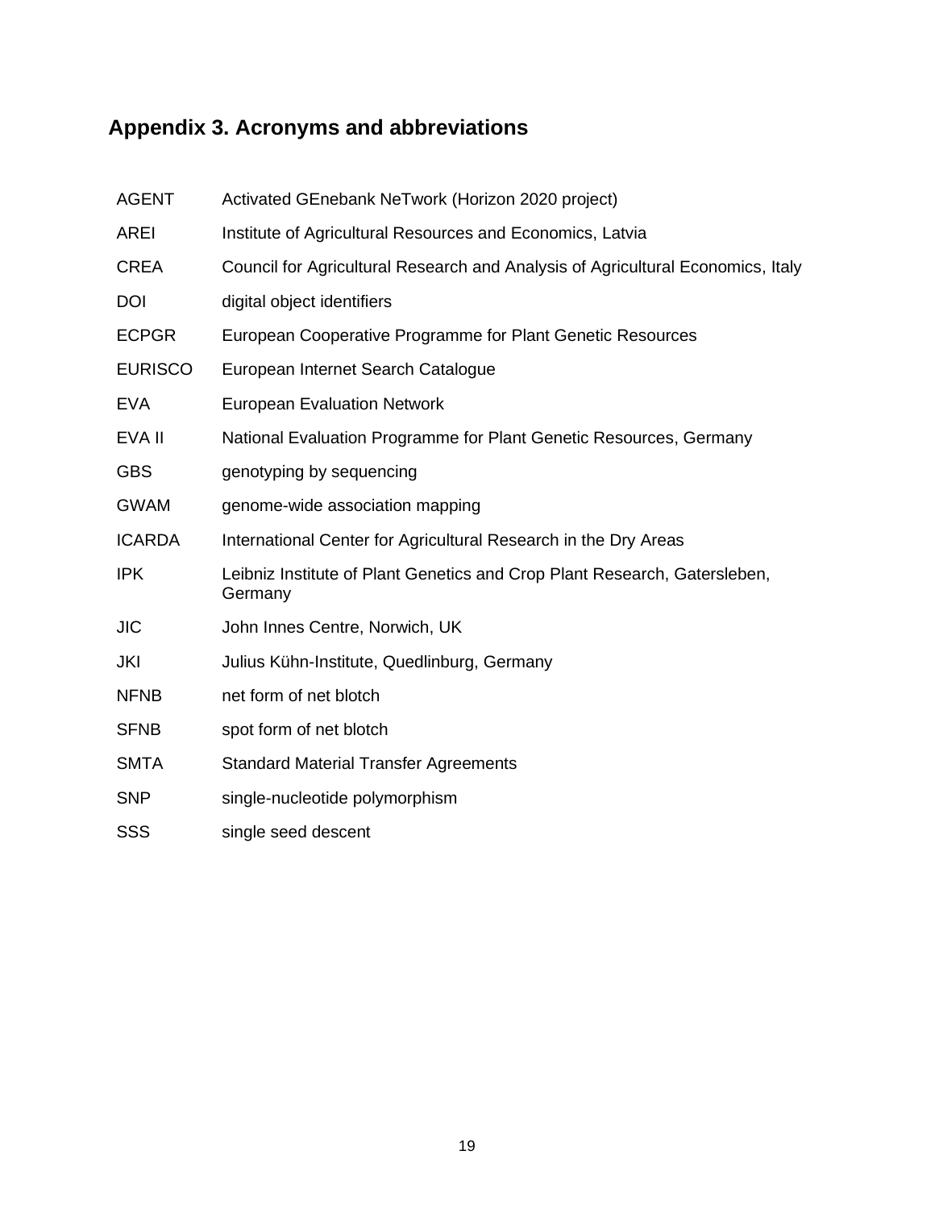## Appendix 3. Acronyms and abbreviations

| | |
|---|---|
| AGENT | Activated GEnebank NeTwork (Horizon 2020 project) |
| AREI | Institute of Agricultural Resources and Economics, Latvia |
| CREA | Council for Agricultural Research and Analysis of Agricultural Economics, Italy |
| DOI | digital object identifiers |
| ECPGR | European Cooperative Programme for Plant Genetic Resources |
| EURISCO | European Internet Search Catalogue |
| EVA | European Evaluation Network |
| EVA II | National Evaluation Programme for Plant Genetic Resources, Germany |
| GBS | genotyping by sequencing |
| GWAM | genome-wide association mapping |
| ICARDA | International Center for Agricultural Research in the Dry Areas |
| IPK | Leibniz Institute of Plant Genetics and Crop Plant Research, Gatersleben, Germany |
| JIC | John Innes Centre, Norwich, UK |
| JKI | Julius Kühn-Institute, Quedlinburg, Germany |
| NFNB | net form of net blotch |
| SFNB | spot form of net blotch |
| SMTA | Standard Material Transfer Agreements |
| SNP | single-nucleotide polymorphism |
| SSS | single seed descent |